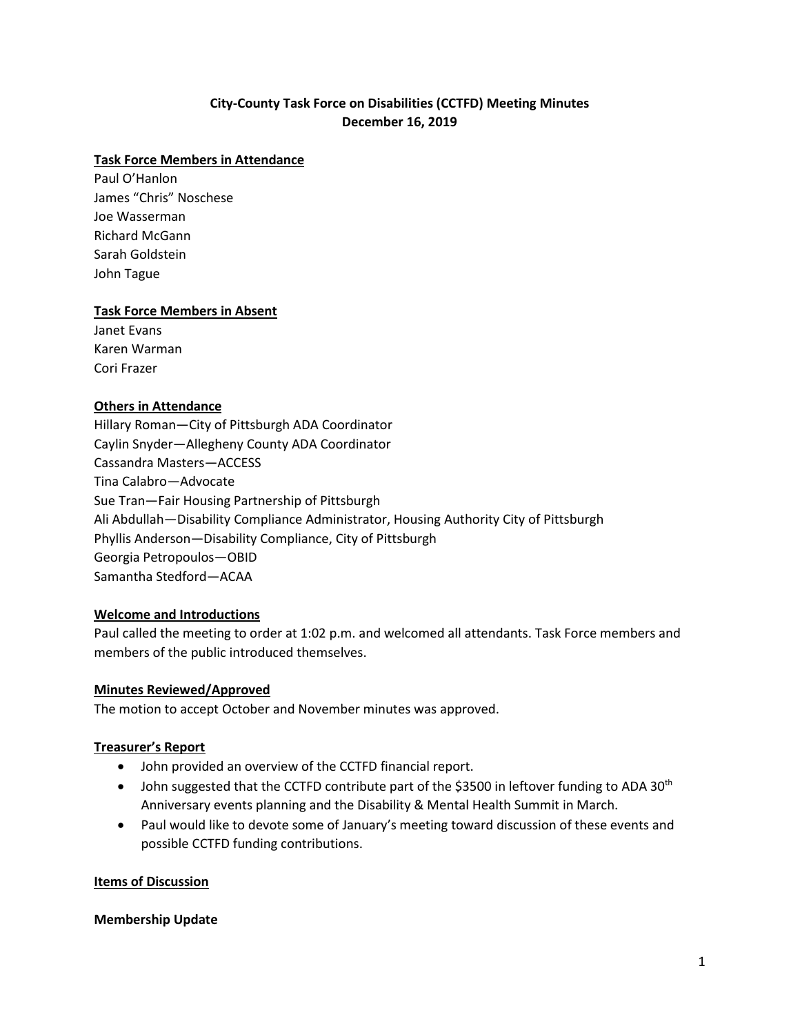# City-County Task Force on Disabilities (CCTFD) Meeting Minutes
## December 16, 2019

**Task Force Members in Attendance**

Paul O'Hanlon
James "Chris" Noschese
Joe Wasserman
Richard McGann
Sarah Goldstein
John Tague

**Task Force Members in Absent**

Janet Evans
Karen Warman
Cori Frazer

**Others in Attendance**

Hillary Roman—City of Pittsburgh ADA Coordinator
Caylin Snyder—Allegheny County ADA Coordinator
Cassandra Masters—ACCESS
Tina Calabro—Advocate
Sue Tran—Fair Housing Partnership of Pittsburgh
Ali Abdullah—Disability Compliance Administrator, Housing Authority City of Pittsburgh
Phyllis Anderson—Disability Compliance, City of Pittsburgh
Georgia Petropoulos—OBID
Samantha Stedford—ACAA

**Welcome and Introductions**

Paul called the meeting to order at 1:02 p.m. and welcomed all attendants. Task Force members and members of the public introduced themselves.

**Minutes Reviewed/Approved**

The motion to accept October and November minutes was approved.

**Treasurer's Report**

- John provided an overview of the CCTFD financial report.
- John suggested that the CCTFD contribute part of the $3500 in leftover funding to ADA 30th Anniversary events planning and the Disability & Mental Health Summit in March.
- Paul would like to devote some of January's meeting toward discussion of these events and possible CCTFD funding contributions.

**Items of Discussion**

**Membership Update**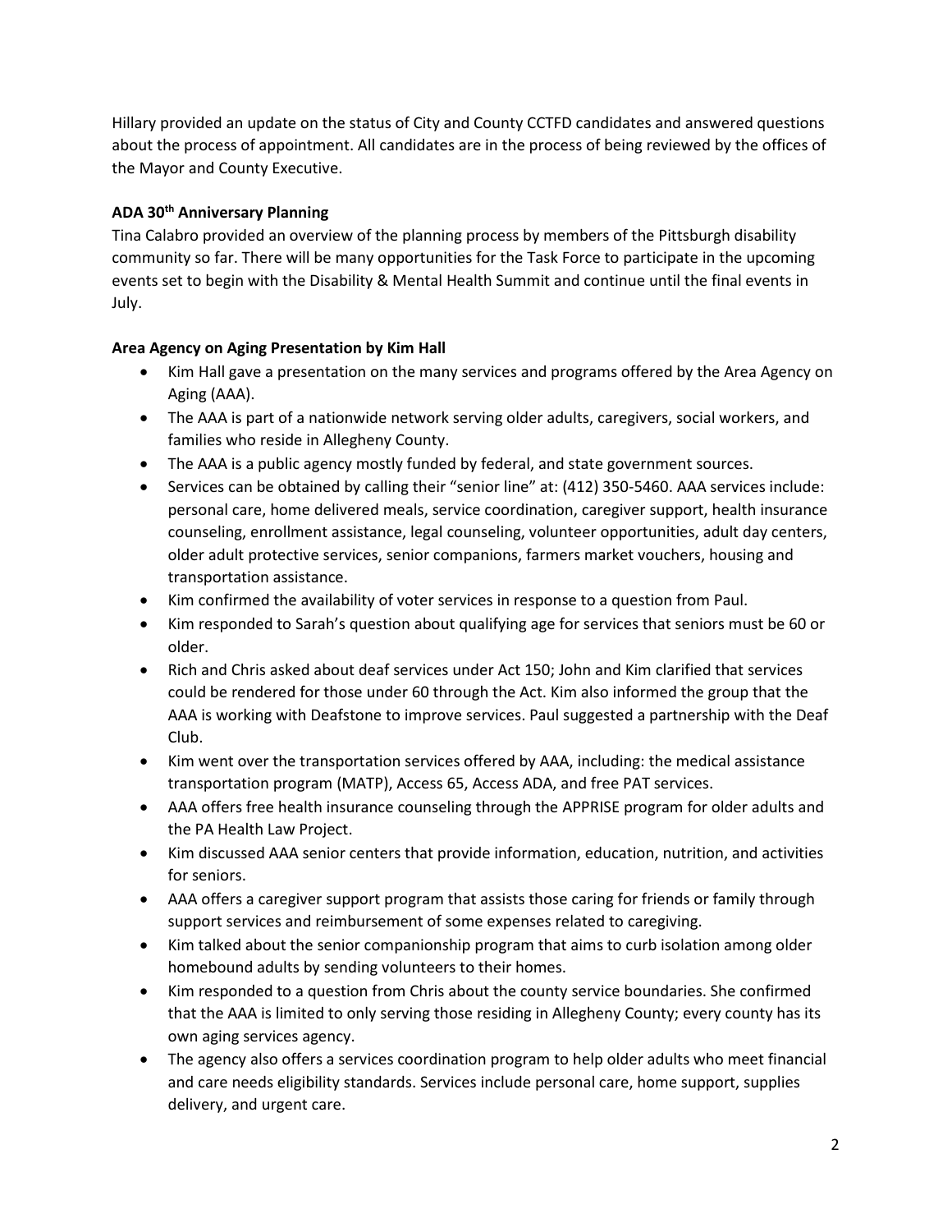Hillary provided an update on the status of City and County CCTFD candidates and answered questions about the process of appointment. All candidates are in the process of being reviewed by the offices of the Mayor and County Executive.

**ADA 30th Anniversary Planning**

Tina Calabro provided an overview of the planning process by members of the Pittsburgh disability community so far. There will be many opportunities for the Task Force to participate in the upcoming events set to begin with the Disability & Mental Health Summit and continue until the final events in July.

**Area Agency on Aging Presentation by Kim Hall**

- Kim Hall gave a presentation on the many services and programs offered by the Area Agency on Aging (AAA).
- The AAA is part of a nationwide network serving older adults, caregivers, social workers, and families who reside in Allegheny County.
- The AAA is a public agency mostly funded by federal, and state government sources.
- Services can be obtained by calling their "senior line" at: (412) 350-5460. AAA services include: personal care, home delivered meals, service coordination, caregiver support, health insurance counseling, enrollment assistance, legal counseling, volunteer opportunities, adult day centers, older adult protective services, senior companions, farmers market vouchers, housing and transportation assistance.
- Kim confirmed the availability of voter services in response to a question from Paul.
- Kim responded to Sarah's question about qualifying age for services that seniors must be 60 or older.
- Rich and Chris asked about deaf services under Act 150; John and Kim clarified that services could be rendered for those under 60 through the Act. Kim also informed the group that the AAA is working with Deafstone to improve services. Paul suggested a partnership with the Deaf Club.
- Kim went over the transportation services offered by AAA, including: the medical assistance transportation program (MATP), Access 65, Access ADA, and free PAT services.
- AAA offers free health insurance counseling through the APPRISE program for older adults and the PA Health Law Project.
- Kim discussed AAA senior centers that provide information, education, nutrition, and activities for seniors.
- AAA offers a caregiver support program that assists those caring for friends or family through support services and reimbursement of some expenses related to caregiving.
- Kim talked about the senior companionship program that aims to curb isolation among older homebound adults by sending volunteers to their homes.
- Kim responded to a question from Chris about the county service boundaries. She confirmed that the AAA is limited to only serving those residing in Allegheny County; every county has its own aging services agency.
- The agency also offers a services coordination program to help older adults who meet financial and care needs eligibility standards. Services include personal care, home support, supplies delivery, and urgent care.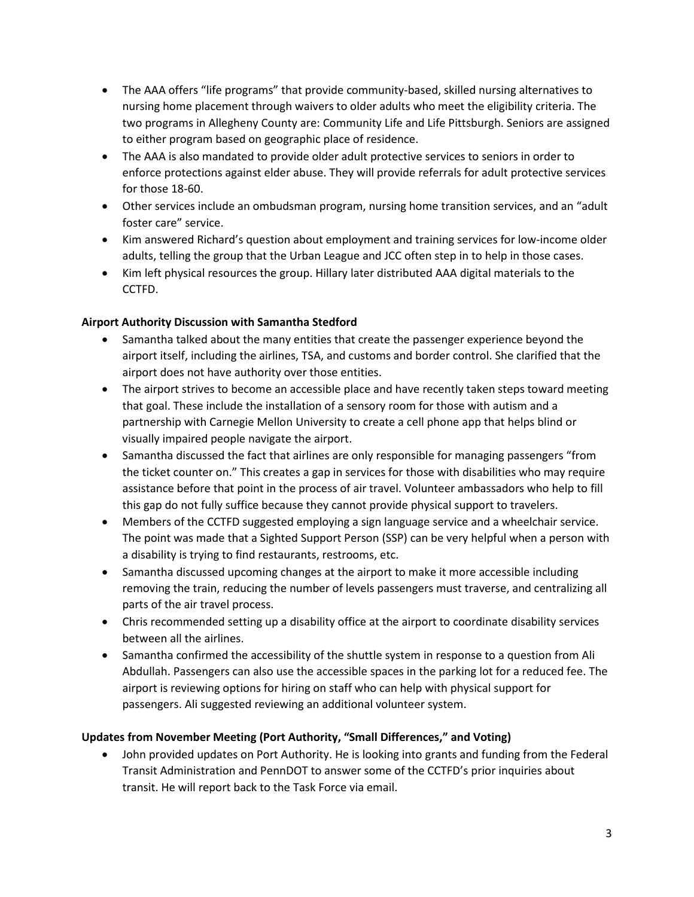- The AAA offers "life programs" that provide community-based, skilled nursing alternatives to nursing home placement through waivers to older adults who meet the eligibility criteria. The two programs in Allegheny County are: Community Life and Life Pittsburgh. Seniors are assigned to either program based on geographic place of residence.
- The AAA is also mandated to provide older adult protective services to seniors in order to enforce protections against elder abuse. They will provide referrals for adult protective services for those 18-60.
- Other services include an ombudsman program, nursing home transition services, and an "adult foster care" service.
- Kim answered Richard's question about employment and training services for low-income older adults, telling the group that the Urban League and JCC often step in to help in those cases.
- Kim left physical resources the group. Hillary later distributed AAA digital materials to the CCTFD.

**Airport Authority Discussion with Samantha Stedford**

- Samantha talked about the many entities that create the passenger experience beyond the airport itself, including the airlines, TSA, and customs and border control. She clarified that the airport does not have authority over those entities.
- The airport strives to become an accessible place and have recently taken steps toward meeting that goal. These include the installation of a sensory room for those with autism and a partnership with Carnegie Mellon University to create a cell phone app that helps blind or visually impaired people navigate the airport.
- Samantha discussed the fact that airlines are only responsible for managing passengers "from the ticket counter on." This creates a gap in services for those with disabilities who may require assistance before that point in the process of air travel. Volunteer ambassadors who help to fill this gap do not fully suffice because they cannot provide physical support to travelers.
- Members of the CCTFD suggested employing a sign language service and a wheelchair service. The point was made that a Sighted Support Person (SSP) can be very helpful when a person with a disability is trying to find restaurants, restrooms, etc.
- Samantha discussed upcoming changes at the airport to make it more accessible including removing the train, reducing the number of levels passengers must traverse, and centralizing all parts of the air travel process.
- Chris recommended setting up a disability office at the airport to coordinate disability services between all the airlines.
- Samantha confirmed the accessibility of the shuttle system in response to a question from Ali Abdullah. Passengers can also use the accessible spaces in the parking lot for a reduced fee. The airport is reviewing options for hiring on staff who can help with physical support for passengers. Ali suggested reviewing an additional volunteer system.

**Updates from November Meeting (Port Authority, "Small Differences," and Voting)**

- John provided updates on Port Authority. He is looking into grants and funding from the Federal Transit Administration and PennDOT to answer some of the CCTFD's prior inquiries about transit. He will report back to the Task Force via email.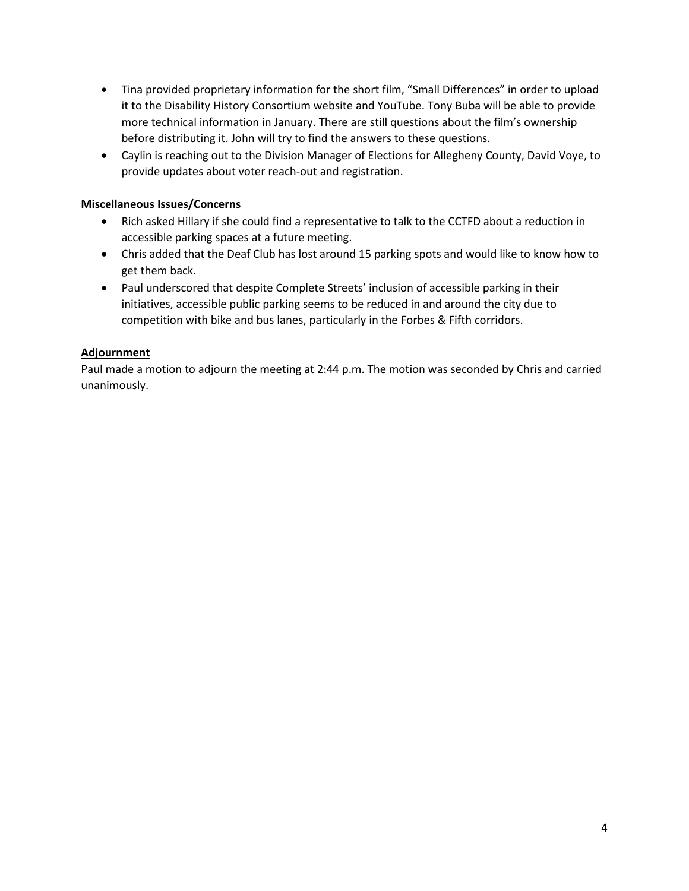- Tina provided proprietary information for the short film, “Small Differences” in order to upload it to the Disability History Consortium website and YouTube. Tony Buba will be able to provide more technical information in January. There are still questions about the film’s ownership before distributing it. John will try to find the answers to these questions.
- Caylin is reaching out to the Division Manager of Elections for Allegheny County, David Voye, to provide updates about voter reach-out and registration.

**Miscellaneous Issues/Concerns**

- Rich asked Hillary if she could find a representative to talk to the CCTFD about a reduction in accessible parking spaces at a future meeting.
- Chris added that the Deaf Club has lost around 15 parking spots and would like to know how to get them back.
- Paul underscored that despite Complete Streets’ inclusion of accessible parking in their initiatives, accessible public parking seems to be reduced in and around the city due to competition with bike and bus lanes, particularly in the Forbes & Fifth corridors.

**Adjournment**

Paul made a motion to adjourn the meeting at 2:44 p.m. The motion was seconded by Chris and carried unanimously.